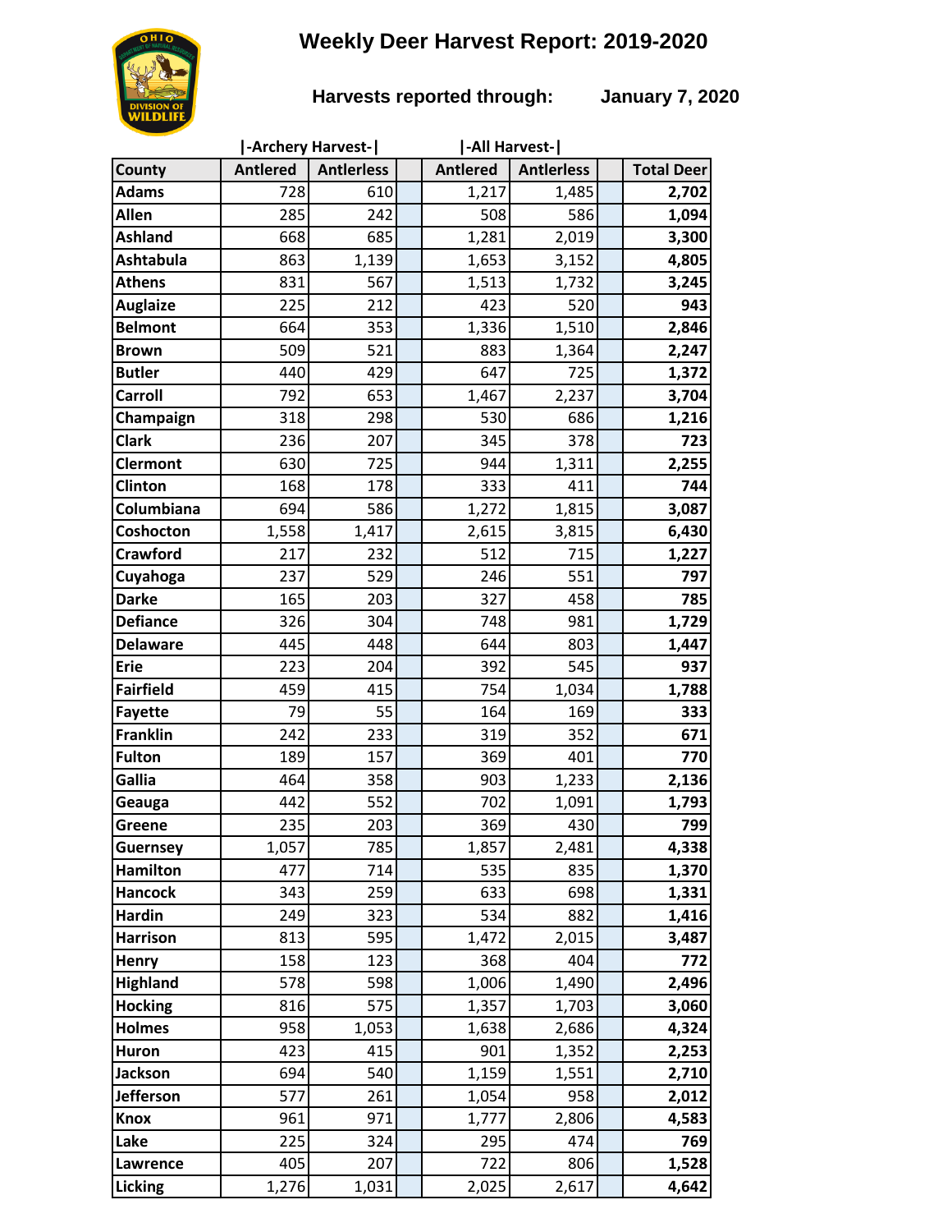# Weekly Deer Harvest Report: 2019-2020

**Harvests reported through: January 7, 2020**

| County | Archery Harvest Antlered | Archery Harvest Antlerless | All Harvest Antlered | All Harvest Antlerless | Total Deer |
|---|---|---|---|---|---|
| Adams | 728 | 610 | 1,217 | 1,485 | **2,702** |
| Allen | 285 | 242 | 508 | 586 | **1,094** |
| Ashland | 668 | 685 | 1,281 | 2,019 | **3,300** |
| Ashtabula | 863 | 1,139 | 1,653 | 3,152 | **4,805** |
| Athens | 831 | 567 | 1,513 | 1,732 | **3,245** |
| Auglaize | 225 | 212 | 423 | 520 | **943** |
| Belmont | 664 | 353 | 1,336 | 1,510 | **2,846** |
| Brown | 509 | 521 | 883 | 1,364 | **2,247** |
| Butler | 440 | 429 | 647 | 725 | **1,372** |
| Carroll | 792 | 653 | 1,467 | 2,237 | **3,704** |
| Champaign | 318 | 298 | 530 | 686 | **1,216** |
| Clark | 236 | 207 | 345 | 378 | **723** |
| Clermont | 630 | 725 | 944 | 1,311 | **2,255** |
| Clinton | 168 | 178 | 333 | 411 | **744** |
| Columbiana | 694 | 586 | 1,272 | 1,815 | **3,087** |
| Coshocton | 1,558 | 1,417 | 2,615 | 3,815 | **6,430** |
| Crawford | 217 | 232 | 512 | 715 | **1,227** |
| Cuyahoga | 237 | 529 | 246 | 551 | **797** |
| Darke | 165 | 203 | 327 | 458 | **785** |
| Defiance | 326 | 304 | 748 | 981 | **1,729** |
| Delaware | 445 | 448 | 644 | 803 | **1,447** |
| Erie | 223 | 204 | 392 | 545 | **937** |
| Fairfield | 459 | 415 | 754 | 1,034 | **1,788** |
| Fayette | 79 | 55 | 164 | 169 | **333** |
| Franklin | 242 | 233 | 319 | 352 | **671** |
| Fulton | 189 | 157 | 369 | 401 | **770** |
| Gallia | 464 | 358 | 903 | 1,233 | **2,136** |
| Geauga | 442 | 552 | 702 | 1,091 | **1,793** |
| Greene | 235 | 203 | 369 | 430 | **799** |
| Guernsey | 1,057 | 785 | 1,857 | 2,481 | **4,338** |
| Hamilton | 477 | 714 | 535 | 835 | **1,370** |
| Hancock | 343 | 259 | 633 | 698 | **1,331** |
| Hardin | 249 | 323 | 534 | 882 | **1,416** |
| Harrison | 813 | 595 | 1,472 | 2,015 | **3,487** |
| Henry | 158 | 123 | 368 | 404 | **772** |
| Highland | 578 | 598 | 1,006 | 1,490 | **2,496** |
| Hocking | 816 | 575 | 1,357 | 1,703 | **3,060** |
| Holmes | 958 | 1,053 | 1,638 | 2,686 | **4,324** |
| Huron | 423 | 415 | 901 | 1,352 | **2,253** |
| Jackson | 694 | 540 | 1,159 | 1,551 | **2,710** |
| Jefferson | 577 | 261 | 1,054 | 958 | **2,012** |
| Knox | 961 | 971 | 1,777 | 2,806 | **4,583** |
| Lake | 225 | 324 | 295 | 474 | **769** |
| Lawrence | 405 | 207 | 722 | 806 | **1,528** |
| Licking | 1,276 | 1,031 | 2,025 | 2,617 | **4,642** |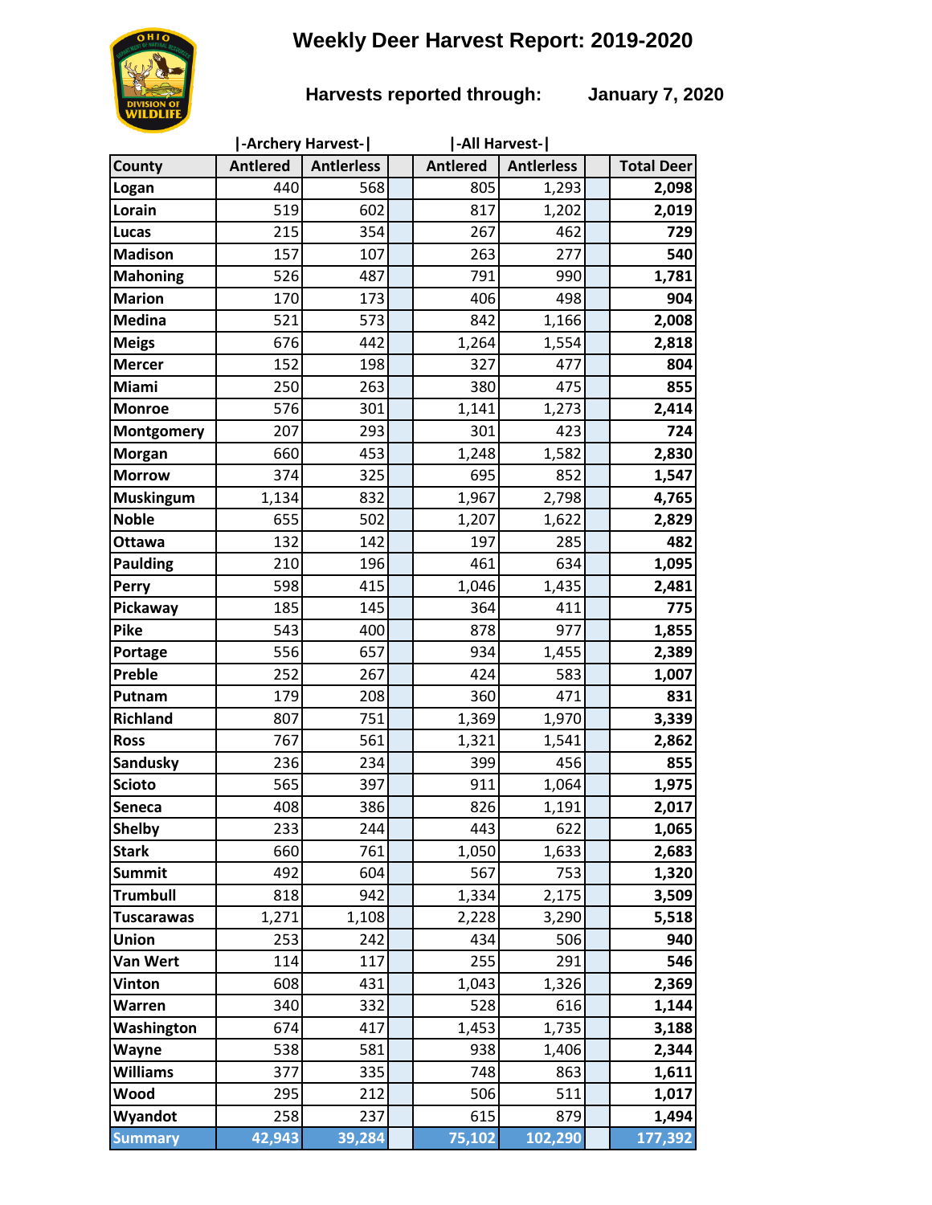# Weekly Deer Harvest Report: 2019-2020

**Harvests reported through: January 7, 2020**

| | \|-Archery Harvest-\| | | | \|-All Harvest-\| | | | |
|---|---|---|---|---|---|---|---|
| **County** | **Antlered** | **Antlerless** | | **Antlered** | **Antlerless** | | **Total Deer** |
| **Logan** | 440 | 568 | | 805 | 1,293 | | **2,098** |
| **Lorain** | 519 | 602 | | 817 | 1,202 | | **2,019** |
| **Lucas** | 215 | 354 | | 267 | 462 | | **729** |
| **Madison** | 157 | 107 | | 263 | 277 | | **540** |
| **Mahoning** | 526 | 487 | | 791 | 990 | | **1,781** |
| **Marion** | 170 | 173 | | 406 | 498 | | **904** |
| **Medina** | 521 | 573 | | 842 | 1,166 | | **2,008** |
| **Meigs** | 676 | 442 | | 1,264 | 1,554 | | **2,818** |
| **Mercer** | 152 | 198 | | 327 | 477 | | **804** |
| **Miami** | 250 | 263 | | 380 | 475 | | **855** |
| **Monroe** | 576 | 301 | | 1,141 | 1,273 | | **2,414** |
| **Montgomery** | 207 | 293 | | 301 | 423 | | **724** |
| **Morgan** | 660 | 453 | | 1,248 | 1,582 | | **2,830** |
| **Morrow** | 374 | 325 | | 695 | 852 | | **1,547** |
| **Muskingum** | 1,134 | 832 | | 1,967 | 2,798 | | **4,765** |
| **Noble** | 655 | 502 | | 1,207 | 1,622 | | **2,829** |
| **Ottawa** | 132 | 142 | | 197 | 285 | | **482** |
| **Paulding** | 210 | 196 | | 461 | 634 | | **1,095** |
| **Perry** | 598 | 415 | | 1,046 | 1,435 | | **2,481** |
| **Pickaway** | 185 | 145 | | 364 | 411 | | **775** |
| **Pike** | 543 | 400 | | 878 | 977 | | **1,855** |
| **Portage** | 556 | 657 | | 934 | 1,455 | | **2,389** |
| **Preble** | 252 | 267 | | 424 | 583 | | **1,007** |
| **Putnam** | 179 | 208 | | 360 | 471 | | **831** |
| **Richland** | 807 | 751 | | 1,369 | 1,970 | | **3,339** |
| **Ross** | 767 | 561 | | 1,321 | 1,541 | | **2,862** |
| **Sandusky** | 236 | 234 | | 399 | 456 | | **855** |
| **Scioto** | 565 | 397 | | 911 | 1,064 | | **1,975** |
| **Seneca** | 408 | 386 | | 826 | 1,191 | | **2,017** |
| **Shelby** | 233 | 244 | | 443 | 622 | | **1,065** |
| **Stark** | 660 | 761 | | 1,050 | 1,633 | | **2,683** |
| **Summit** | 492 | 604 | | 567 | 753 | | **1,320** |
| **Trumbull** | 818 | 942 | | 1,334 | 2,175 | | **3,509** |
| **Tuscarawas** | 1,271 | 1,108 | | 2,228 | 3,290 | | **5,518** |
| **Union** | 253 | 242 | | 434 | 506 | | **940** |
| **Van Wert** | 114 | 117 | | 255 | 291 | | **546** |
| **Vinton** | 608 | 431 | | 1,043 | 1,326 | | **2,369** |
| **Warren** | 340 | 332 | | 528 | 616 | | **1,144** |
| **Washington** | 674 | 417 | | 1,453 | 1,735 | | **3,188** |
| **Wayne** | 538 | 581 | | 938 | 1,406 | | **2,344** |
| **Williams** | 377 | 335 | | 748 | 863 | | **1,611** |
| **Wood** | 295 | 212 | | 506 | 511 | | **1,017** |
| **Wyandot** | 258 | 237 | | 615 | 879 | | **1,494** |
| **Summary** | **42,943** | **39,284** | | **75,102** | **102,290** | | **177,392** |